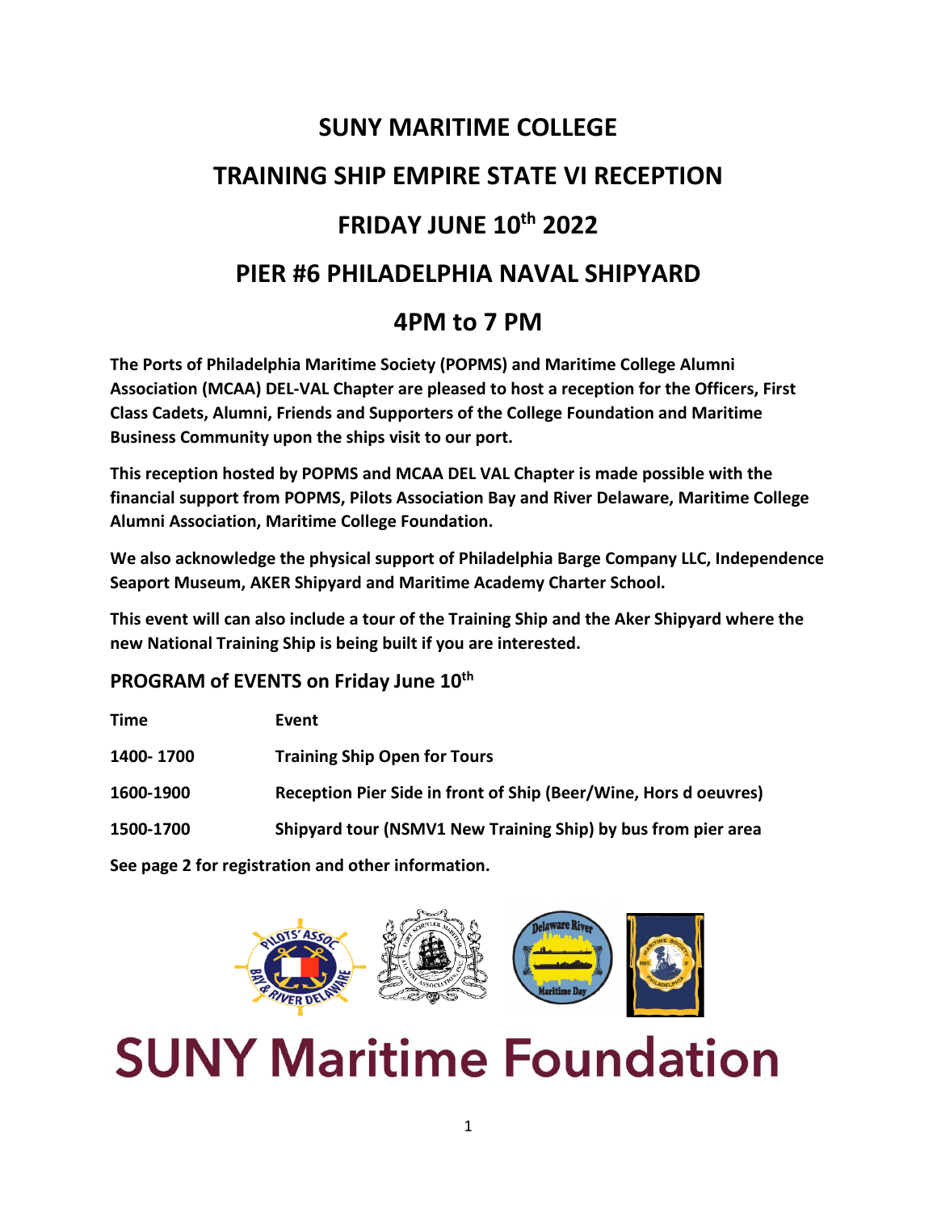# SUNY MARITIME COLLEGE

# TRAINING SHIP EMPIRE STATE VI RECEPTION

# FRIDAY JUNE 10th 2022

# PIER #6 PHILADELPHIA NAVAL SHIPYARD

# 4PM to 7 PM

**The Ports of Philadelphia Maritime Society (POPMS) and Maritime College Alumni Association (MCAA) DEL-VAL Chapter are pleased to host a reception for the Officers, First Class Cadets, Alumni, Friends and Supporters of the College Foundation and Maritime Business Community upon the ships visit to our port.**

**This reception hosted by POPMS and MCAA DEL VAL Chapter is made possible with the financial support from POPMS, Pilots Association Bay and River Delaware, Maritime College Alumni Association, Maritime College Foundation.**

**We also acknowledge the physical support of Philadelphia Barge Company LLC, Independence Seaport Museum, AKER Shipyard and Maritime Academy Charter School.**

**This event will can also include a tour of the Training Ship and the Aker Shipyard where the new National Training Ship is being built if you are interested.**

## PROGRAM of EVENTS on Friday June 10th

| Time | Event |
|---|---|
| 1400- 1700 | Training Ship Open for Tours |
| 1600-1900 | Reception Pier Side in front of Ship (Beer/Wine, Hors d oeuvres) |
| 1500-1700 | Shipyard tour (NSMV1 New Training Ship) by bus from pier area |

**See page 2 for registration and other information.**

# SUNY Maritime Foundation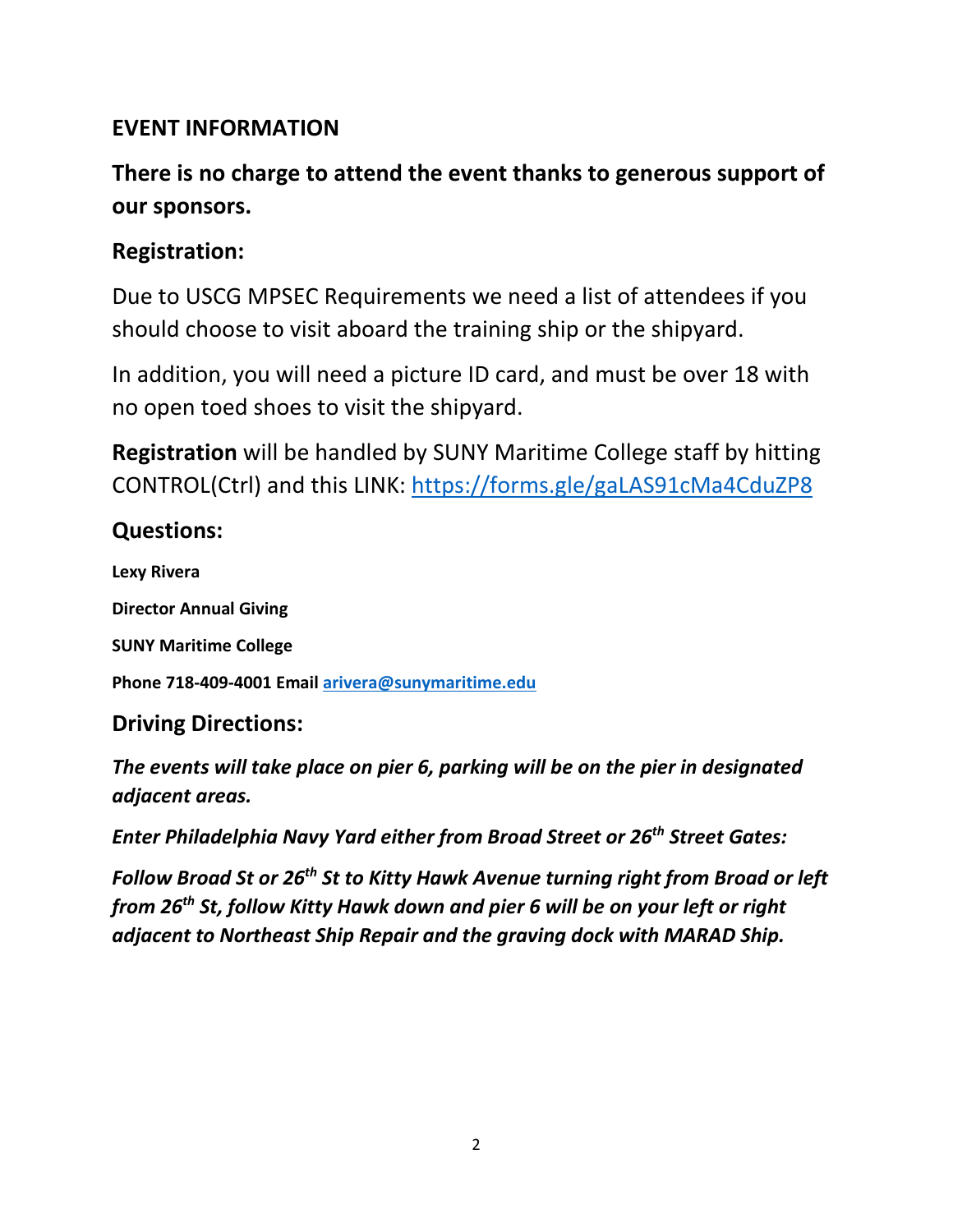## EVENT INFORMATION

### There is no charge to attend the event thanks to generous support of our sponsors.

### Registration:

Due to USCG MPSEC Requirements we need a list of attendees if you should choose to visit aboard the training ship or the shipyard.

In addition, you will need a picture ID card, and must be over 18 with no open toed shoes to visit the shipyard.

**Registration** will be handled by SUNY Maritime College staff by hitting CONTROL(Ctrl) and this LINK: https://forms.gle/gaLAS91cMa4CduZP8

### Questions:

**Lexy Rivera**

**Director Annual Giving**

**SUNY Maritime College**

**Phone 718-409-4001 Email arivera@sunymaritime.edu**

### Driving Directions:

***The events will take place on pier 6, parking will be on the pier in designated adjacent areas.***

***Enter Philadelphia Navy Yard either from Broad Street or 26th Street Gates:***

***Follow Broad St or 26th St to Kitty Hawk Avenue turning right from Broad or left from 26th St, follow Kitty Hawk down and pier 6 will be on your left or right adjacent to Northeast Ship Repair and the graving dock with MARAD Ship.***